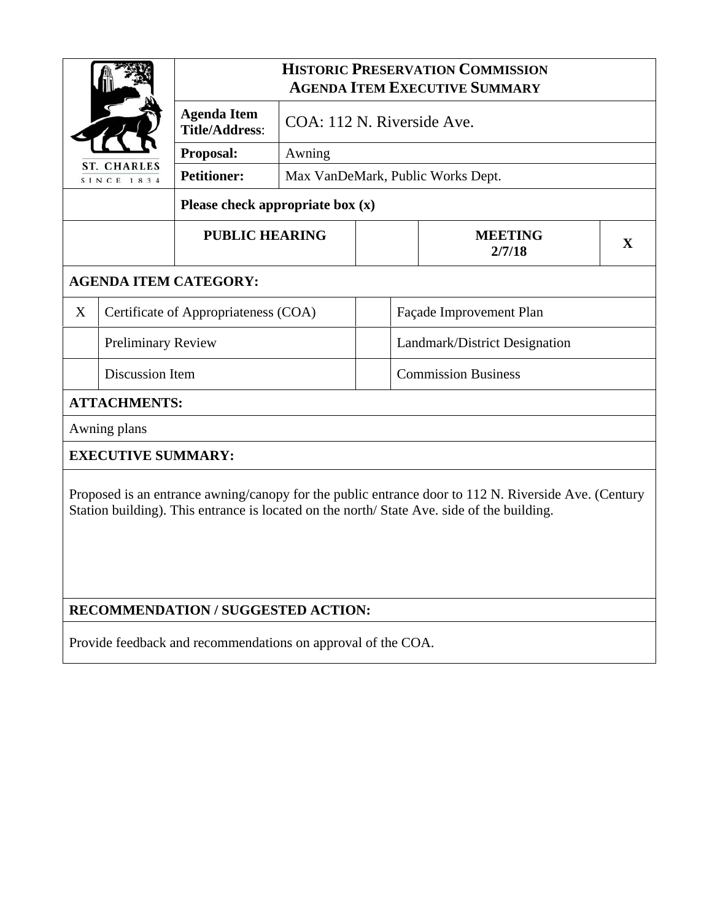# HISTORIC PRESERVATION COMMISSION
## AGENDA ITEM EXECUTIVE SUMMARY

ST. CHARLES
SINCE 1834

| | |
|---|---|
| **Agenda Item Title/Address**: | COA: 112 N. Riverside Ave. |
| **Proposal:** | Awning |
| **Petitioner:** | Max VanDeMark, Public Works Dept. |

**Please check appropriate box (x)**

| PUBLIC HEARING | | MEETING 2/7/18 | X |
|---|---|---|---|

**AGENDA ITEM CATEGORY:**

| | | | |
|---|---|---|---|
| X | Certificate of Appropriateness (COA) | | Façade Improvement Plan |
| | Preliminary Review | | Landmark/District Designation |
| | Discussion Item | | Commission Business |

**ATTACHMENTS:**

Awning plans

**EXECUTIVE SUMMARY:**

Proposed is an entrance awning/canopy for the public entrance door to 112 N. Riverside Ave. (Century Station building). This entrance is located on the north/ State Ave. side of the building.

**RECOMMENDATION / SUGGESTED ACTION:**

Provide feedback and recommendations on approval of the COA.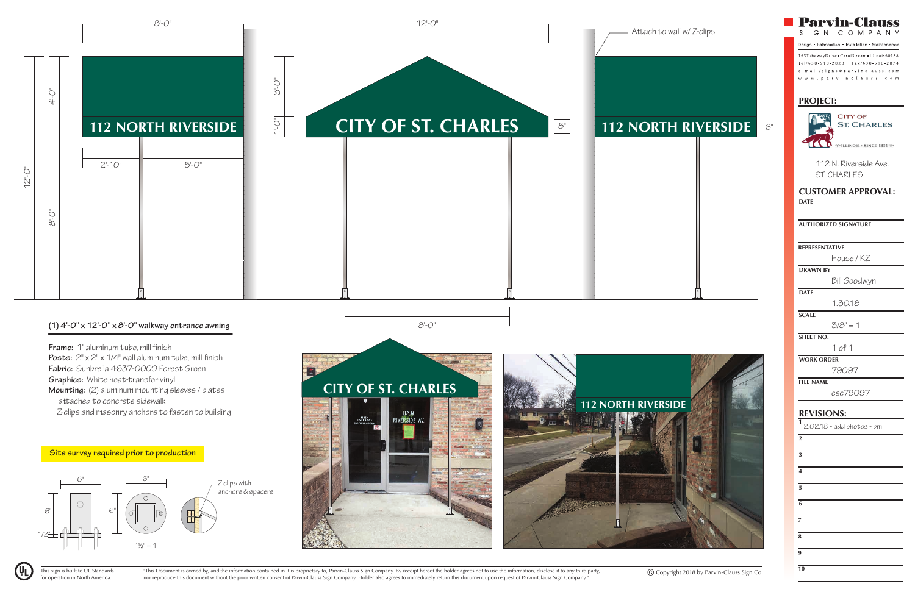8'-0"

12'-0"

Attach to wall w/ Z-clips

12'-0"

4'-0"

8'-0"

3'-0"

1'-0"

8"

6"

2'-10"

5'-0"

112 NORTH RIVERSIDE

CITY OF ST. CHARLES

112 NORTH RIVERSIDE

8'-0"

**(1) 4'-0" x 12'-0" x 8'-0" walkway entrance awning**

**Frame:** 1" aluminum tube, mill finish
**Posts:** 2" x 2" x 1/4" wall aluminum tube, mill finish
**Fabric:** Sunbrella 4637-0000 Forest Green
**Graphics:** White heat-transfer vinyl
**Mounting:** (2) aluminum mounting sleeves / plates attached to concrete sidewalk
Z-clips and masonry anchors to fasten to building

**Site survey required prior to production**

6"

6"

6"

6"

1/2"

1½" = 1'

Z clips with anchors & spacers

CITY OF ST. CHARLES

112 NORTH RIVERSIDE

# Parvin-Clauss

SIGN COMPANY

Design • Fabrication • Installation • Maintenance

165 Tubeway Drive • Carol Stream • Illinois 60188
Tel / 630-510-2020 • Fax / 630-510-2074
e-mail / signs@parvinclauss.com
www.parvinclauss.com

## PROJECT:

CITY OF ST. CHARLES
ILLINOIS • SINCE 1834

112 N. Riverside Ave.
ST. CHARLES

## CUSTOMER APPROVAL:

**DATE**

**AUTHORIZED SIGNATURE**

**REPRESENTATIVE**
House / KZ

**DRAWN BY**
Bill Goodwyn

**DATE**
1.30.18

**SCALE**
3/8" = 1'

**SHEET NO.**
1 of 1

**WORK ORDER**
79097

**FILE NAME**
csc79097

## REVISIONS:

1. 2.02.18 - add photos - bm
2.
3.
4.
5.
6.
7.
8.
9.
10.

This sign is built to UL Standards for operation in North America.

"This Document is owned by, and the information contained in it is proprietary to, Parvin-Clauss Sign Company. By receipt hereof the holder agrees not to use the information, disclose it to any third party, nor reproduce this document without the prior written consent of Parvin-Clauss Sign Company. Holder also agrees to immediately return this document upon request of Parvin-Clauss Sign Company."

© Copyright 2018 by Parvin-Clauss Sign Co.